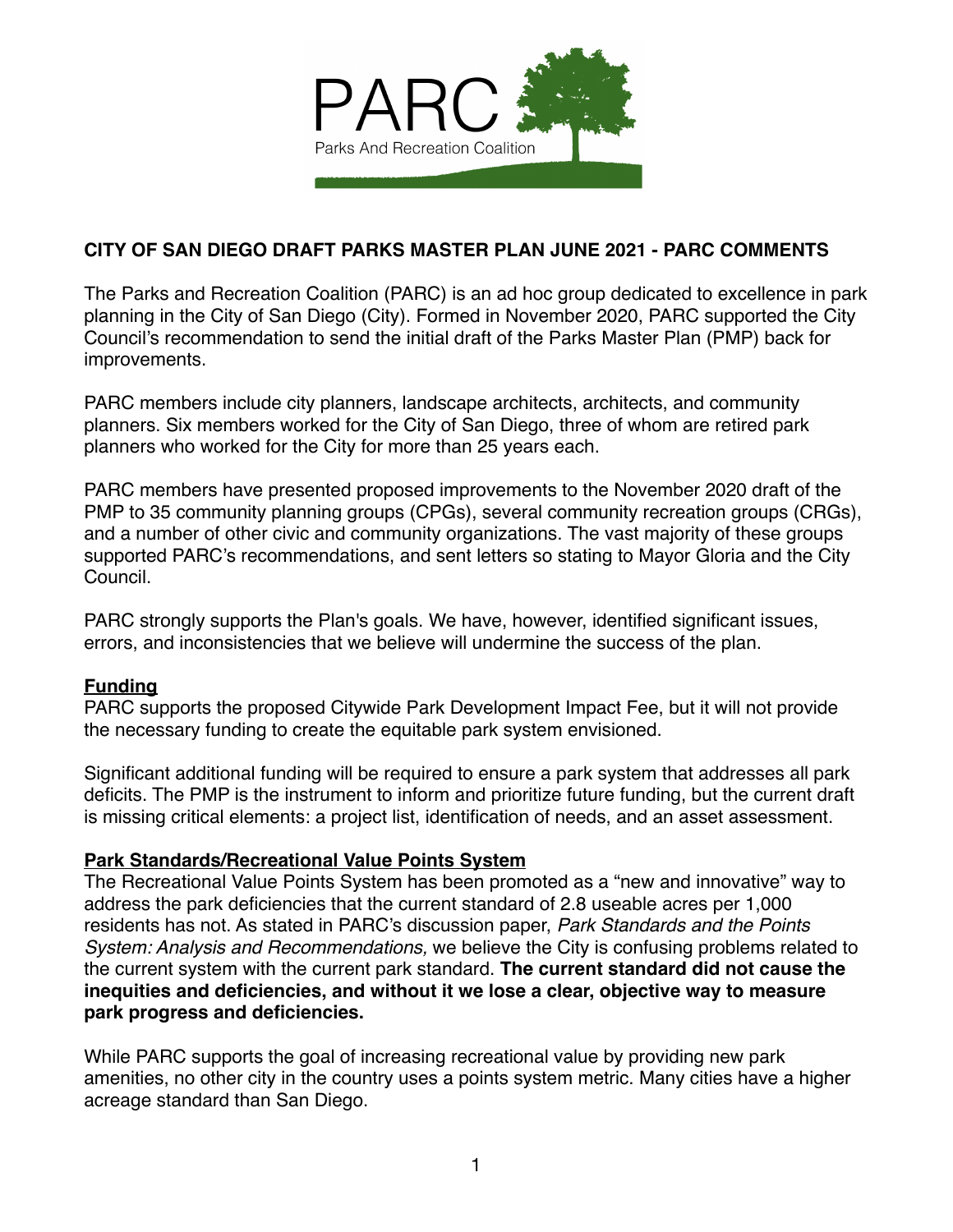PARC

Parks And Recreation Coalition

# CITY OF SAN DIEGO DRAFT PARKS MASTER PLAN JUNE 2021 - PARC COMMENTS

The Parks and Recreation Coalition (PARC) is an ad hoc group dedicated to excellence in park planning in the City of San Diego (City). Formed in November 2020, PARC supported the City Council's recommendation to send the initial draft of the Parks Master Plan (PMP) back for improvements.

PARC members include city planners, landscape architects, architects, and community planners. Six members worked for the City of San Diego, three of whom are retired park planners who worked for the City for more than 25 years each.

PARC members have presented proposed improvements to the November 2020 draft of the PMP to 35 community planning groups (CPGs), several community recreation groups (CRGs), and a number of other civic and community organizations. The vast majority of these groups supported PARC's recommendations, and sent letters so stating to Mayor Gloria and the City Council.

PARC strongly supports the Plan's goals. We have, however, identified significant issues, errors, and inconsistencies that we believe will undermine the success of the plan.

## Funding

PARC supports the proposed Citywide Park Development Impact Fee, but it will not provide the necessary funding to create the equitable park system envisioned.

Significant additional funding will be required to ensure a park system that addresses all park deficits. The PMP is the instrument to inform and prioritize future funding, but the current draft is missing critical elements: a project list, identification of needs, and an asset assessment.

## Park Standards/Recreational Value Points System

The Recreational Value Points System has been promoted as a "new and innovative" way to address the park deficiencies that the current standard of 2.8 useable acres per 1,000 residents has not. As stated in PARC's discussion paper, *Park Standards and the Points System: Analysis and Recommendations,* we believe the City is confusing problems related to the current system with the current park standard. **The current standard did not cause the inequities and deficiencies, and without it we lose a clear, objective way to measure park progress and deficiencies.**

While PARC supports the goal of increasing recreational value by providing new park amenities, no other city in the country uses a points system metric. Many cities have a higher acreage standard than San Diego.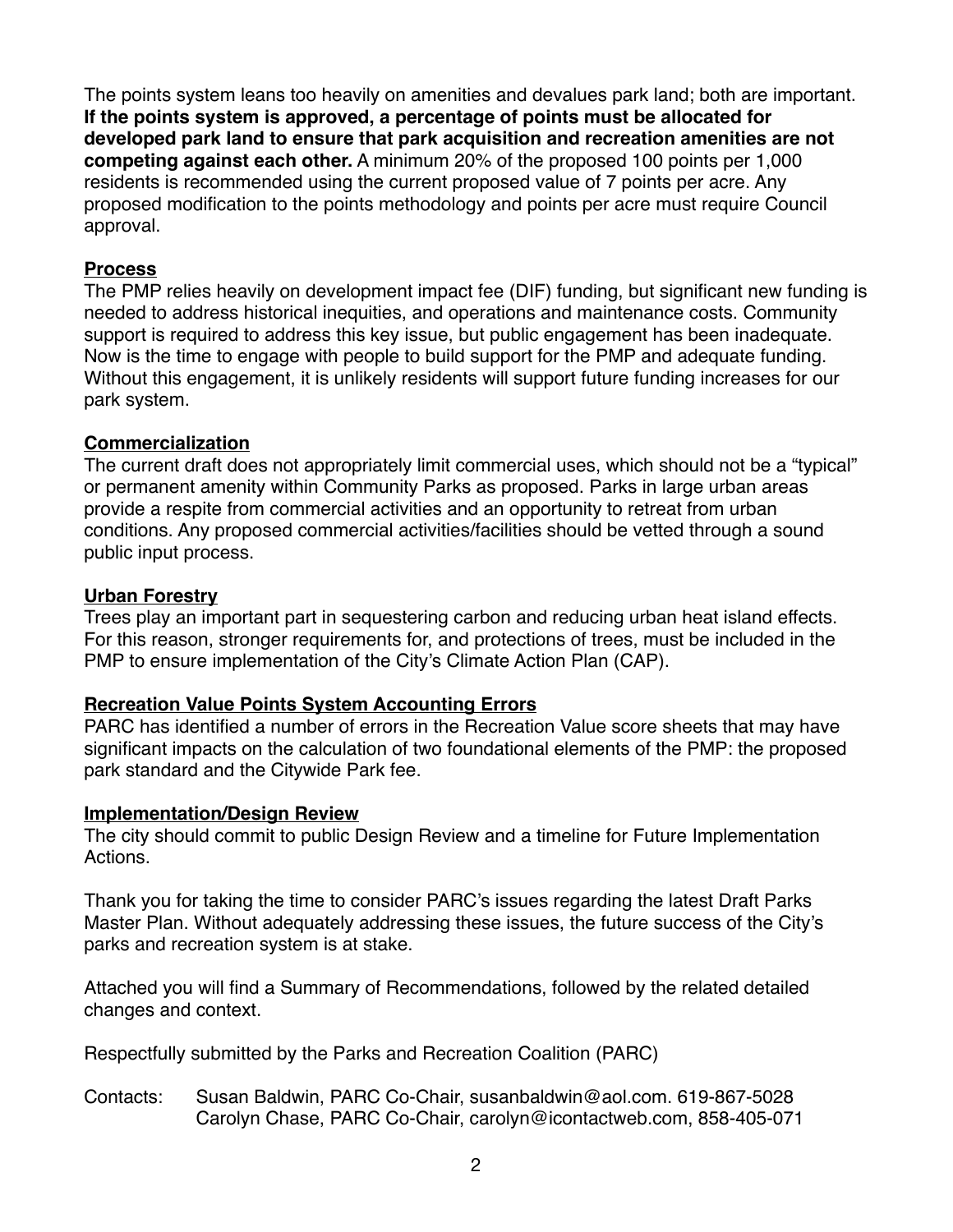The points system leans too heavily on amenities and devalues park land; both are important. **If the points system is approved, a percentage of points must be allocated for developed park land to ensure that park acquisition and recreation amenities are not competing against each other.** A minimum 20% of the proposed 100 points per 1,000 residents is recommended using the current proposed value of 7 points per acre. Any proposed modification to the points methodology and points per acre must require Council approval.

**Process**

The PMP relies heavily on development impact fee (DIF) funding, but significant new funding is needed to address historical inequities, and operations and maintenance costs. Community support is required to address this key issue, but public engagement has been inadequate. Now is the time to engage with people to build support for the PMP and adequate funding. Without this engagement, it is unlikely residents will support future funding increases for our park system.

**Commercialization**

The current draft does not appropriately limit commercial uses, which should not be a "typical" or permanent amenity within Community Parks as proposed. Parks in large urban areas provide a respite from commercial activities and an opportunity to retreat from urban conditions. Any proposed commercial activities/facilities should be vetted through a sound public input process.

**Urban Forestry**

Trees play an important part in sequestering carbon and reducing urban heat island effects. For this reason, stronger requirements for, and protections of trees, must be included in the PMP to ensure implementation of the City's Climate Action Plan (CAP).

**Recreation Value Points System Accounting Errors**

PARC has identified a number of errors in the Recreation Value score sheets that may have significant impacts on the calculation of two foundational elements of the PMP: the proposed park standard and the Citywide Park fee.

**Implementation/Design Review**

The city should commit to public Design Review and a timeline for Future Implementation Actions.

Thank you for taking the time to consider PARC's issues regarding the latest Draft Parks Master Plan. Without adequately addressing these issues, the future success of the City's parks and recreation system is at stake.

Attached you will find a Summary of Recommendations, followed by the related detailed changes and context.

Respectfully submitted by the Parks and Recreation Coalition (PARC)

Contacts: Susan Baldwin, PARC Co-Chair, susanbaldwin@aol.com. 619-867-5028
Carolyn Chase, PARC Co-Chair, carolyn@icontactweb.com, 858-405-071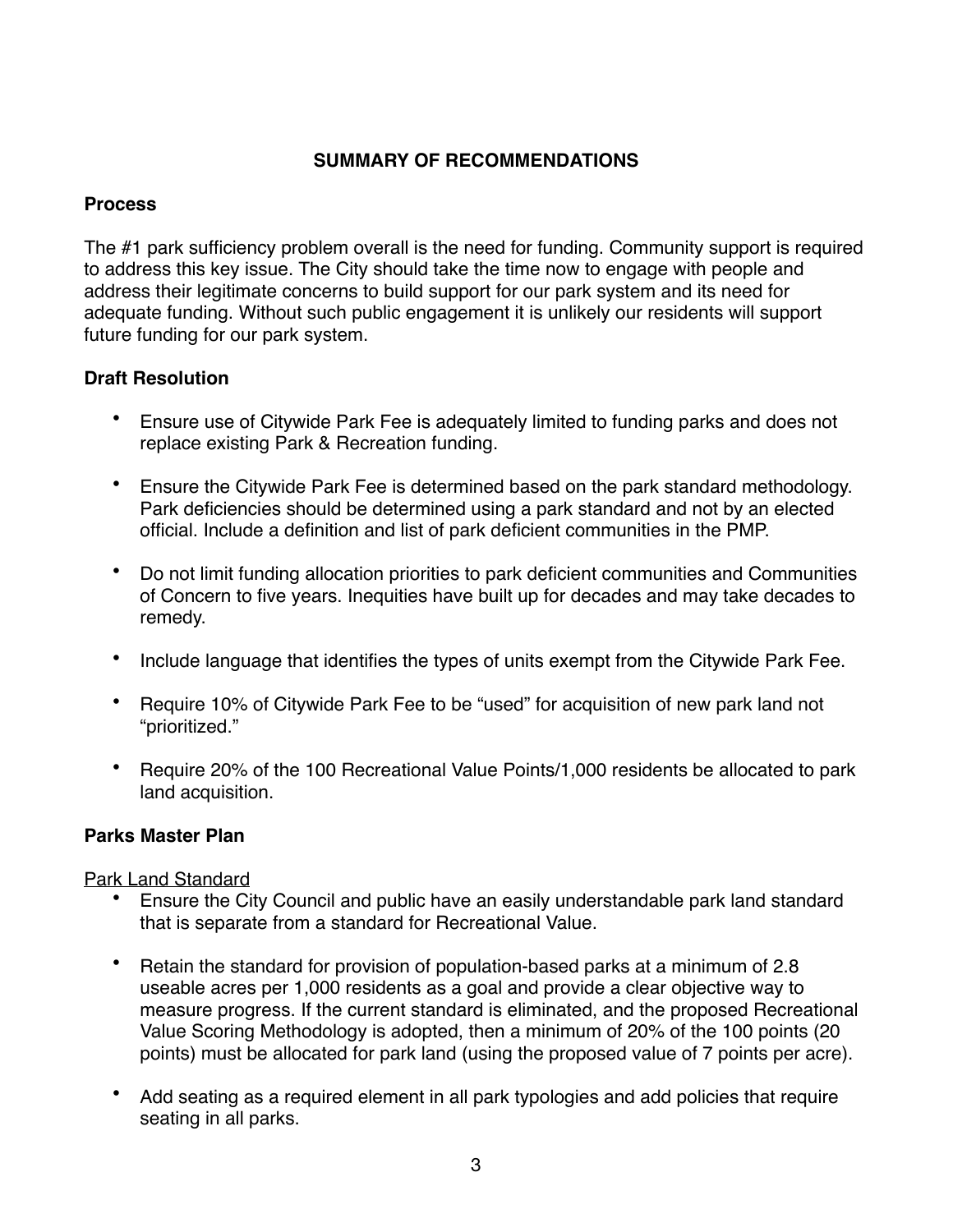# SUMMARY OF RECOMMENDATIONS

## Process

The #1 park sufficiency problem overall is the need for funding. Community support is required to address this key issue. The City should take the time now to engage with people and address their legitimate concerns to build support for our park system and its need for adequate funding. Without such public engagement it is unlikely our residents will support future funding for our park system.

## Draft Resolution

- Ensure use of Citywide Park Fee is adequately limited to funding parks and does not replace existing Park & Recreation funding.
- Ensure the Citywide Park Fee is determined based on the park standard methodology. Park deficiencies should be determined using a park standard and not by an elected official. Include a definition and list of park deficient communities in the PMP.
- Do not limit funding allocation priorities to park deficient communities and Communities of Concern to five years. Inequities have built up for decades and may take decades to remedy.
- Include language that identifies the types of units exempt from the Citywide Park Fee.
- Require 10% of Citywide Park Fee to be "used" for acquisition of new park land not "prioritized."
- Require 20% of the 100 Recreational Value Points/1,000 residents be allocated to park land acquisition.

## Parks Master Plan

<u>Park Land Standard</u>

- Ensure the City Council and public have an easily understandable park land standard that is separate from a standard for Recreational Value.
- Retain the standard for provision of population-based parks at a minimum of 2.8 useable acres per 1,000 residents as a goal and provide a clear objective way to measure progress. If the current standard is eliminated, and the proposed Recreational Value Scoring Methodology is adopted, then a minimum of 20% of the 100 points (20 points) must be allocated for park land (using the proposed value of 7 points per acre).
- Add seating as a required element in all park typologies and add policies that require seating in all parks.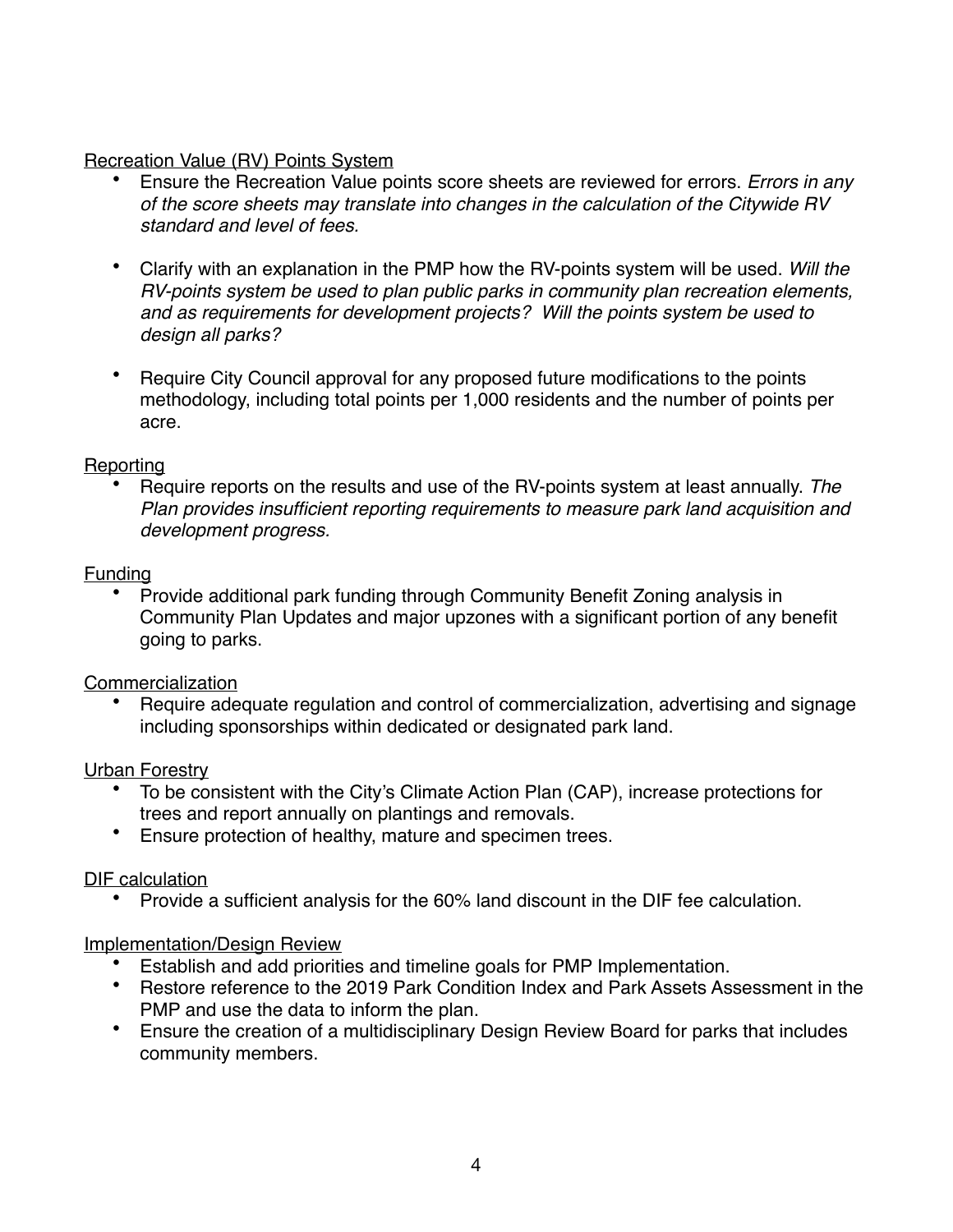<u>Recreation Value (RV) Points System</u>

- Ensure the Recreation Value points score sheets are reviewed for errors. *Errors in any of the score sheets may translate into changes in the calculation of the Citywide RV standard and level of fees.*

- Clarify with an explanation in the PMP how the RV-points system will be used. *Will the RV-points system be used to plan public parks in community plan recreation elements, and as requirements for development projects? Will the points system be used to design all parks?*

- Require City Council approval for any proposed future modifications to the points methodology, including total points per 1,000 residents and the number of points per acre.

<u>Reporting</u>

- Require reports on the results and use of the RV-points system at least annually. *The Plan provides insufficient reporting requirements to measure park land acquisition and development progress*.

<u>Funding</u>

- Provide additional park funding through Community Benefit Zoning analysis in Community Plan Updates and major upzones with a significant portion of any benefit going to parks.

<u>Commercialization</u>

- Require adequate regulation and control of commercialization, advertising and signage including sponsorships within dedicated or designated park land.

<u>Urban Forestry</u>

- To be consistent with the City's Climate Action Plan (CAP), increase protections for trees and report annually on plantings and removals.
- Ensure protection of healthy, mature and specimen trees.

<u>DIF calculation</u>

- Provide a sufficient analysis for the 60% land discount in the DIF fee calculation.

<u>Implementation/Design Review</u>

- Establish and add priorities and timeline goals for PMP Implementation.
- Restore reference to the 2019 Park Condition Index and Park Assets Assessment in the PMP and use the data to inform the plan.
- Ensure the creation of a multidisciplinary Design Review Board for parks that includes community members.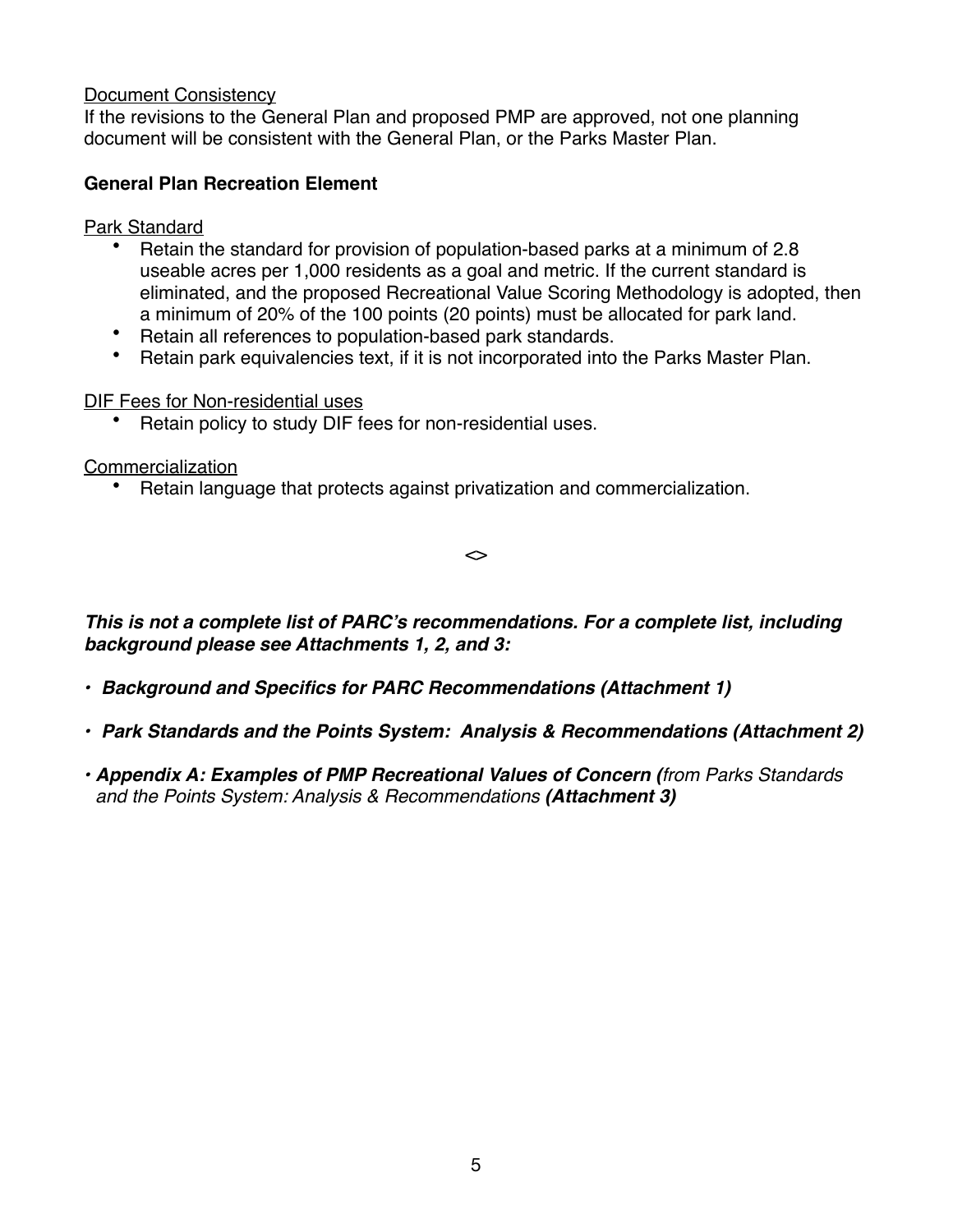Document Consistency

If the revisions to the General Plan and proposed PMP are approved, not one planning document will be consistent with the General Plan, or the Parks Master Plan.

**General Plan Recreation Element**

Park Standard

- Retain the standard for provision of population-based parks at a minimum of 2.8 useable acres per 1,000 residents as a goal and metric. If the current standard is eliminated, and the proposed Recreational Value Scoring Methodology is adopted, then a minimum of 20% of the 100 points (20 points) must be allocated for park land.
- Retain all references to population-based park standards.
- Retain park equivalencies text, if it is not incorporated into the Parks Master Plan.

DIF Fees for Non-residential uses

- Retain policy to study DIF fees for non-residential uses.

Commercialization

- Retain language that protects against privatization and commercialization.

<>

***This is not a complete list of PARC's recommendations. For a complete list, including background please see Attachments 1, 2, and 3:***

- ***Background and Specifics for PARC Recommendations (Attachment 1)***
- ***Park Standards and the Points System: Analysis & Recommendations (Attachment 2)***
- ***Appendix A: Examples of PMP Recreational Values of Concern (****from Parks Standards and the Points System: Analysis & Recommendations* ***(Attachment 3)***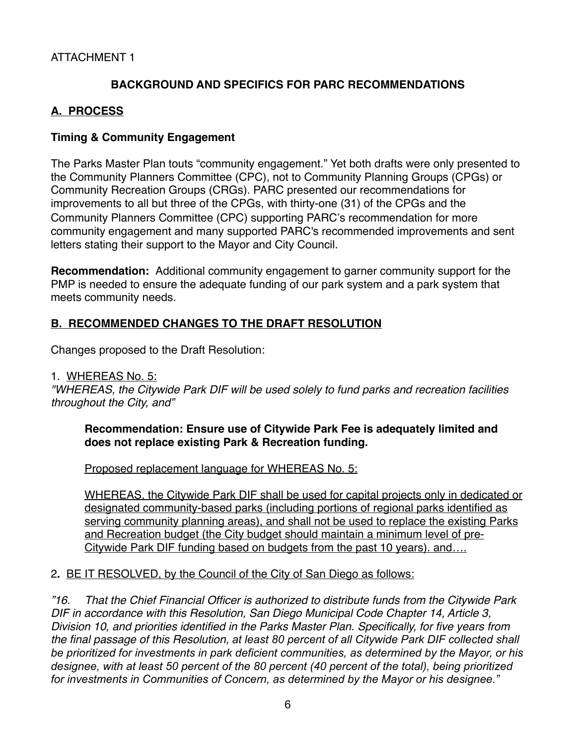ATTACHMENT 1

## BACKGROUND AND SPECIFICS FOR PARC RECOMMENDATIONS

### <u>A. PROCESS</u>

**Timing & Community Engagement**

The Parks Master Plan touts "community engagement." Yet both drafts were only presented to the Community Planners Committee (CPC), not to Community Planning Groups (CPGs) or Community Recreation Groups (CRGs). PARC presented our recommendations for improvements to all but three of the CPGs, with thirty-one (31) of the CPGs and the Community Planners Committee (CPC) supporting PARC's recommendation for more community engagement and many supported PARC's recommended improvements and sent letters stating their support to the Mayor and City Council.

**Recommendation:** Additional community engagement to garner community support for the PMP is needed to ensure the adequate funding of our park system and a park system that meets community needs.

### <u>B. RECOMMENDED CHANGES TO THE DRAFT RESOLUTION</u>

Changes proposed to the Draft Resolution:

1. <u>WHEREAS No. 5:</u>
*"WHEREAS, the Citywide Park DIF will be used solely to fund parks and recreation facilities throughout the City, and"*

> **Recommendation: Ensure use of Citywide Park Fee is adequately limited and does not replace existing Park & Recreation funding.**
>
> <u>Proposed replacement language for WHEREAS No. 5:</u>
>
> <u>WHEREAS, the Citywide Park DIF shall be used for capital projects only in dedicated or designated community-based parks (including portions of regional parks identified as serving community planning areas), and shall not be used to replace the existing Parks and Recreation budget (the City budget should maintain a minimum level of pre-Citywide Park DIF funding based on budgets from the past 10 years). and….</u>

2. <u>BE IT RESOLVED, by the Council of the City of San Diego as follows:</u>

*"16. That the Chief Financial Officer is authorized to distribute funds from the Citywide Park DIF in accordance with this Resolution, San Diego Municipal Code Chapter 14, Article 3, Division 10, and priorities identified in the Parks Master Plan. Specifically, for five years from the final passage of this Resolution, at least 80 percent of all Citywide Park DIF collected shall be prioritized for investments in park deficient communities, as determined by the Mayor, or his designee, with at least 50 percent of the 80 percent (40 percent of the total), being prioritized for investments in Communities of Concern, as determined by the Mayor or his designee."*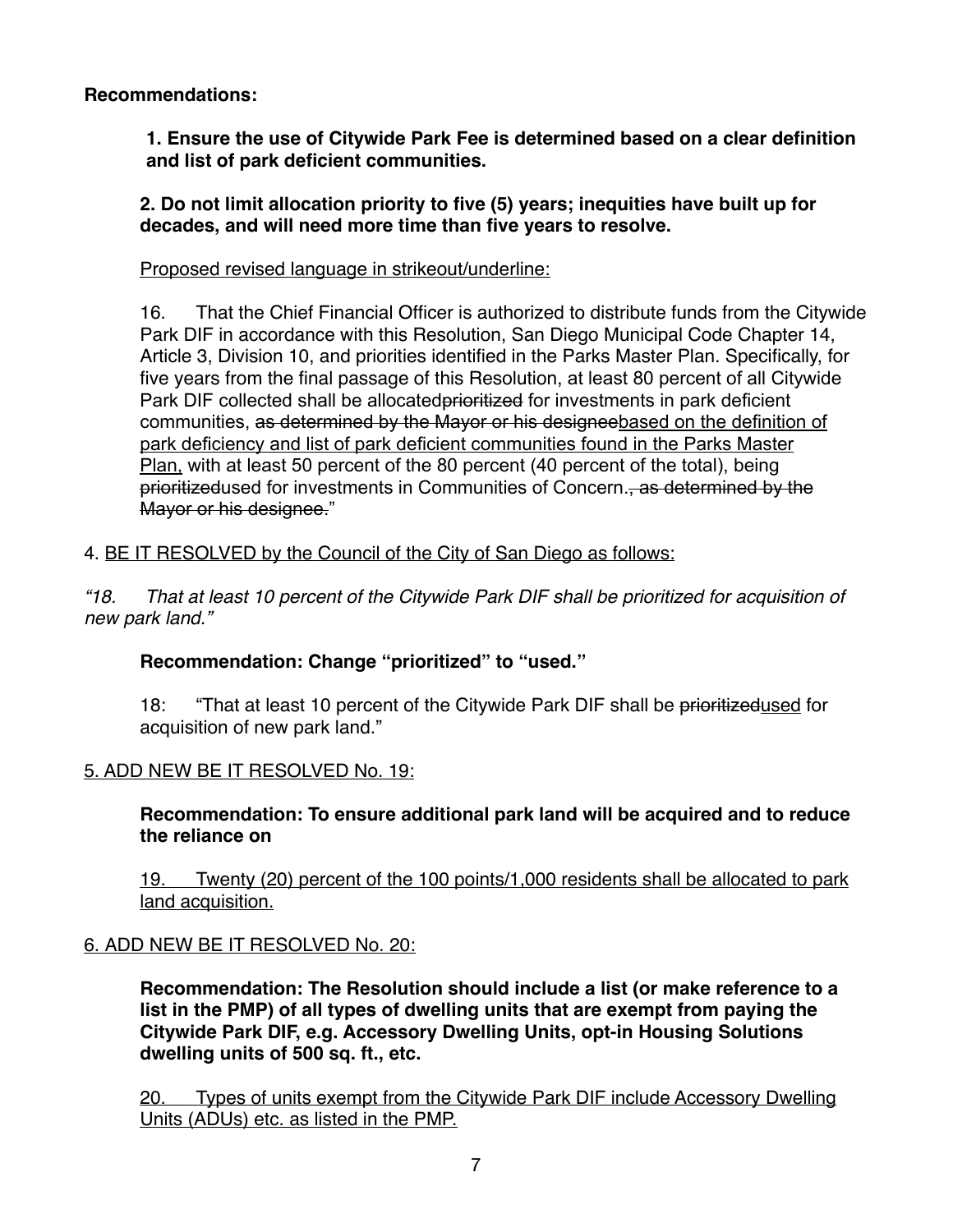**Recommendations:**

**1. Ensure the use of Citywide Park Fee is determined based on a clear definition and list of park deficient communities.**

**2. Do not limit allocation priority to five (5) years; inequities have built up for decades, and will need more time than five years to resolve.**

<u>Proposed revised language in strikeout/underline:</u>

16. That the Chief Financial Officer is authorized to distribute funds from the Citywide Park DIF in accordance with this Resolution, San Diego Municipal Code Chapter 14, Article 3, Division 10, and priorities identified in the Parks Master Plan. Specifically, for five years from the final passage of this Resolution, at least 80 percent of all Citywide Park DIF collected shall be allocated~~prioritized~~ for investments in park deficient communities, ~~as determined by the Mayor or his designee~~<u>based on the definition of park deficiency and list of park deficient communities found in the Parks Master Plan,</u> with at least 50 percent of the 80 percent (40 percent of the total), being ~~prioritized~~used for investments in Communities of Concern.~~, as determined by the Mayor or his designee.~~"

4. <u>BE IT RESOLVED by the Council of the City of San Diego as follows:</u>

*"18. That at least 10 percent of the Citywide Park DIF shall be prioritized for acquisition of new park land."*

**Recommendation: Change "prioritized" to "used."**

18: "That at least 10 percent of the Citywide Park DIF shall be ~~prioritized~~<u>used</u> for acquisition of new park land."

5. <u>ADD NEW BE IT RESOLVED No. 19:</u>

**Recommendation: To ensure additional park land will be acquired and to reduce the reliance on**

<u>19. Twenty (20) percent of the 100 points/1,000 residents shall be allocated to park land acquisition.</u>

6. <u>ADD NEW BE IT RESOLVED No. 20:</u>

**Recommendation: The Resolution should include a list (or make reference to a list in the PMP) of all types of dwelling units that are exempt from paying the Citywide Park DIF, e.g. Accessory Dwelling Units, opt-in Housing Solutions dwelling units of 500 sq. ft., etc.**

<u>20. Types of units exempt from the Citywide Park DIF include Accessory Dwelling Units (ADUs) etc. as listed in the PMP.</u>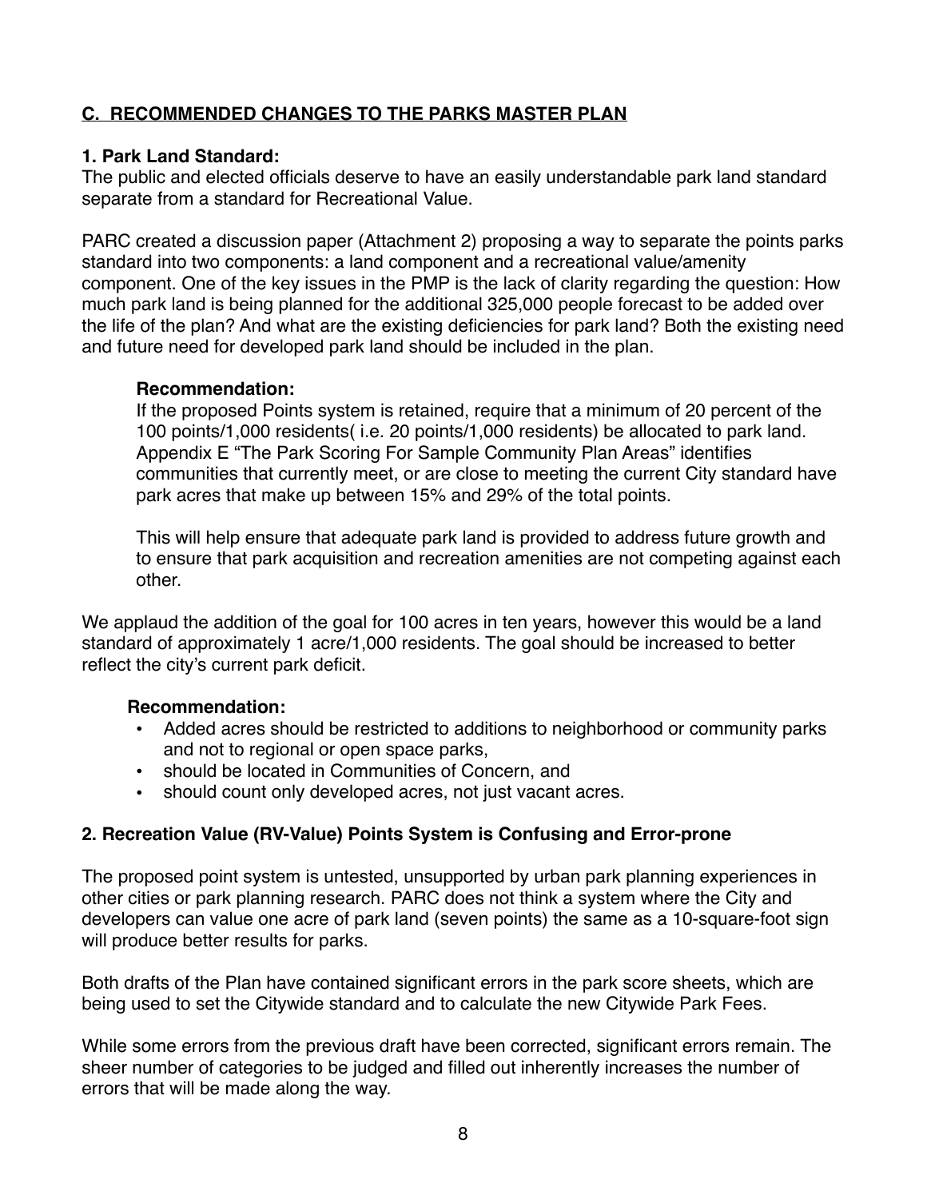## C. RECOMMENDED CHANGES TO THE PARKS MASTER PLAN

### 1. Park Land Standard:

The public and elected officials deserve to have an easily understandable park land standard separate from a standard for Recreational Value.

PARC created a discussion paper (Attachment 2) proposing a way to separate the points parks standard into two components: a land component and a recreational value/amenity component. One of the key issues in the PMP is the lack of clarity regarding the question: How much park land is being planned for the additional 325,000 people forecast to be added over the life of the plan? And what are the existing deficiencies for park land? Both the existing need and future need for developed park land should be included in the plan.

**Recommendation:**

If the proposed Points system is retained, require that a minimum of 20 percent of the 100 points/1,000 residents( i.e. 20 points/1,000 residents) be allocated to park land. Appendix E "The Park Scoring For Sample Community Plan Areas" identifies communities that currently meet, or are close to meeting the current City standard have park acres that make up between 15% and 29% of the total points.

This will help ensure that adequate park land is provided to address future growth and to ensure that park acquisition and recreation amenities are not competing against each other.

We applaud the addition of the goal for 100 acres in ten years, however this would be a land standard of approximately 1 acre/1,000 residents. The goal should be increased to better reflect the city's current park deficit.

**Recommendation:**

- Added acres should be restricted to additions to neighborhood or community parks and not to regional or open space parks,
- should be located in Communities of Concern, and
- should count only developed acres, not just vacant acres.

### 2. Recreation Value (RV-Value) Points System is Confusing and Error-prone

The proposed point system is untested, unsupported by urban park planning experiences in other cities or park planning research. PARC does not think a system where the City and developers can value one acre of park land (seven points) the same as a 10-square-foot sign will produce better results for parks.

Both drafts of the Plan have contained significant errors in the park score sheets, which are being used to set the Citywide standard and to calculate the new Citywide Park Fees.

While some errors from the previous draft have been corrected, significant errors remain. The sheer number of categories to be judged and filled out inherently increases the number of errors that will be made along the way.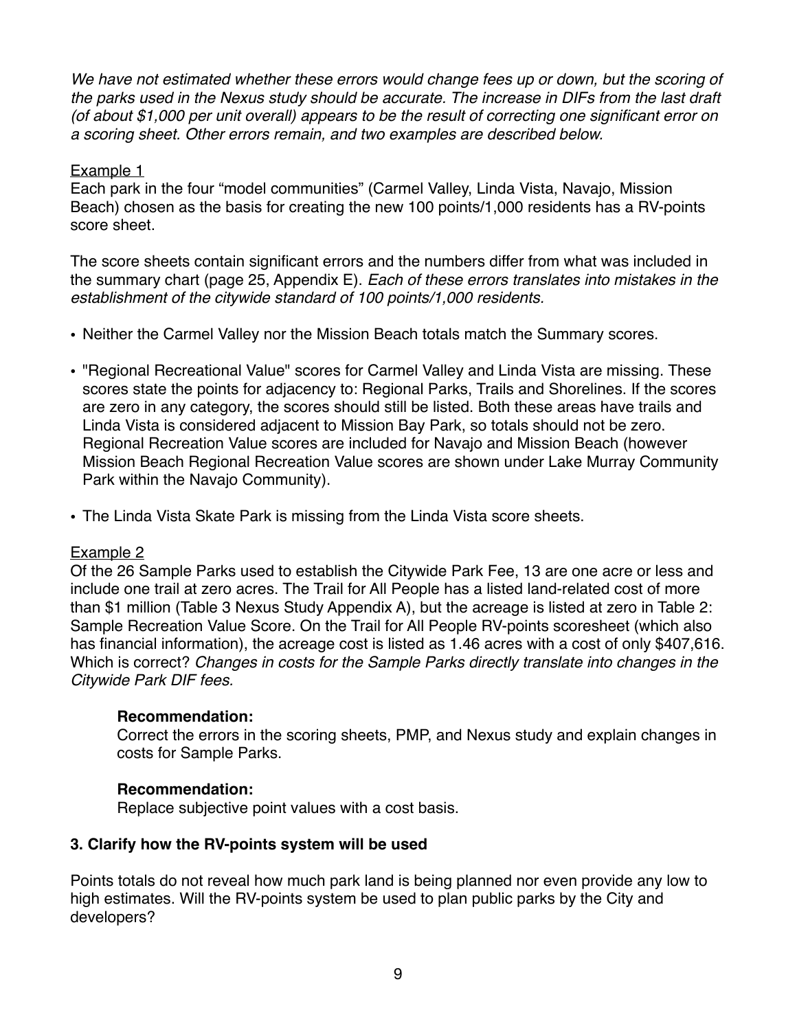*We have not estimated whether these errors would change fees up or down, but the scoring of the parks used in the Nexus study should be accurate. The increase in DIFs from the last draft (of about $1,000 per unit overall) appears to be the result of correcting one significant error on a scoring sheet. Other errors remain, and two examples are described below.*

Example 1

Each park in the four "model communities" (Carmel Valley, Linda Vista, Navajo, Mission Beach) chosen as the basis for creating the new 100 points/1,000 residents has a RV-points score sheet.

The score sheets contain significant errors and the numbers differ from what was included in the summary chart (page 25, Appendix E). *Each of these errors translates into mistakes in the establishment of the citywide standard of 100 points/1,000 residents.*

- Neither the Carmel Valley nor the Mission Beach totals match the Summary scores.
- "Regional Recreational Value" scores for Carmel Valley and Linda Vista are missing. These scores state the points for adjacency to: Regional Parks, Trails and Shorelines. If the scores are zero in any category, the scores should still be listed. Both these areas have trails and Linda Vista is considered adjacent to Mission Bay Park, so totals should not be zero. Regional Recreation Value scores are included for Navajo and Mission Beach (however Mission Beach Regional Recreation Value scores are shown under Lake Murray Community Park within the Navajo Community).
- The Linda Vista Skate Park is missing from the Linda Vista score sheets.

Example 2

Of the 26 Sample Parks used to establish the Citywide Park Fee, 13 are one acre or less and include one trail at zero acres. The Trail for All People has a listed land-related cost of more than $1 million (Table 3 Nexus Study Appendix A), but the acreage is listed at zero in Table 2: Sample Recreation Value Score. On the Trail for All People RV-points scoresheet (which also has financial information), the acreage cost is listed as 1.46 acres with a cost of only $407,616. Which is correct? *Changes in costs for the Sample Parks directly translate into changes in the Citywide Park DIF fees.*

> **Recommendation:**
> Correct the errors in the scoring sheets, PMP, and Nexus study and explain changes in costs for Sample Parks.
>
> **Recommendation:**
> Replace subjective point values with a cost basis.

### 3. Clarify how the RV-points system will be used

Points totals do not reveal how much park land is being planned nor even provide any low to high estimates. Will the RV-points system be used to plan public parks by the City and developers?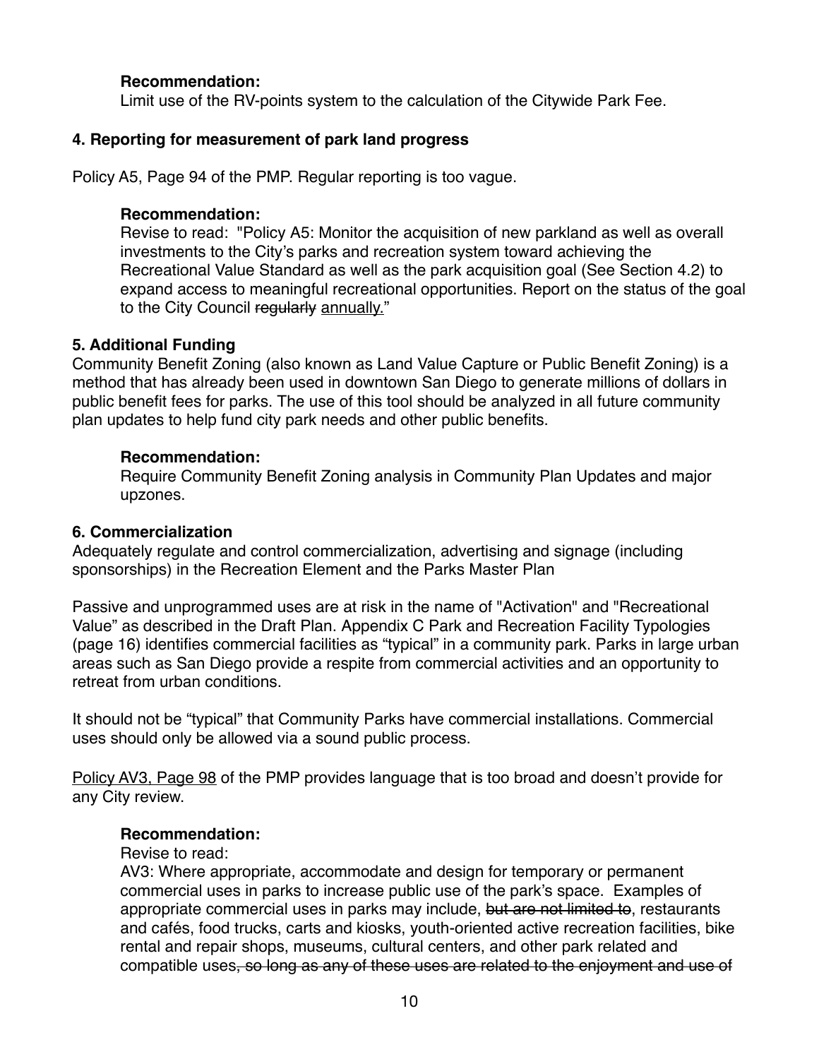**Recommendation:**
Limit use of the RV-points system to the calculation of the Citywide Park Fee.

**4. Reporting for measurement of park land progress**

Policy A5, Page 94 of the PMP. Regular reporting is too vague.

**Recommendation:**
Revise to read: "Policy A5: Monitor the acquisition of new parkland as well as overall investments to the City's parks and recreation system toward achieving the Recreational Value Standard as well as the park acquisition goal (See Section 4.2) to expand access to meaningful recreational opportunities. Report on the status of the goal to the City Council ~~regularly~~ <u>annually.</u>"

**5. Additional Funding**
Community Benefit Zoning (also known as Land Value Capture or Public Benefit Zoning) is a method that has already been used in downtown San Diego to generate millions of dollars in public benefit fees for parks. The use of this tool should be analyzed in all future community plan updates to help fund city park needs and other public benefits.

**Recommendation:**
Require Community Benefit Zoning analysis in Community Plan Updates and major upzones.

**6. Commercialization**
Adequately regulate and control commercialization, advertising and signage (including sponsorships) in the Recreation Element and the Parks Master Plan

Passive and unprogrammed uses are at risk in the name of "Activation" and "Recreational Value" as described in the Draft Plan. Appendix C Park and Recreation Facility Typologies (page 16) identifies commercial facilities as "typical" in a community park. Parks in large urban areas such as San Diego provide a respite from commercial activities and an opportunity to retreat from urban conditions.

It should not be "typical" that Community Parks have commercial installations. Commercial uses should only be allowed via a sound public process.

<u>Policy AV3, Page 98</u> of the PMP provides language that is too broad and doesn't provide for any City review.

**Recommendation:**
Revise to read:
AV3: Where appropriate, accommodate and design for temporary or permanent commercial uses in parks to increase public use of the park's space. Examples of appropriate commercial uses in parks may include, ~~but are not limited to~~, restaurants and cafés, food trucks, carts and kiosks, youth-oriented active recreation facilities, bike rental and repair shops, museums, cultural centers, and other park related and compatible uses~~, so long as any of these uses are related to the enjoyment and use of~~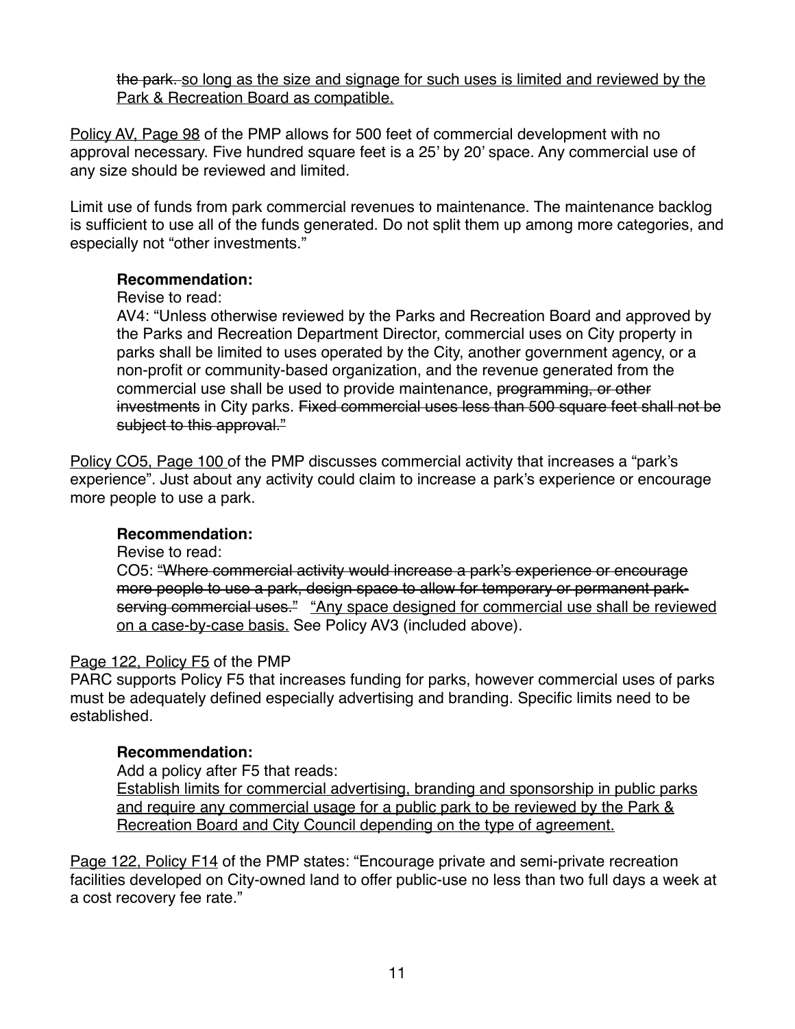~~the park.~~ <u>so long as the size and signage for such uses is limited and reviewed by the Park & Recreation Board as compatible.</u>

<u>Policy AV, Page 98</u> of the PMP allows for 500 feet of commercial development with no approval necessary. Five hundred square feet is a 25' by 20' space. Any commercial use of any size should be reviewed and limited.

Limit use of funds from park commercial revenues to maintenance. The maintenance backlog is sufficient to use all of the funds generated. Do not split them up among more categories, and especially not "other investments."

**Recommendation:**

Revise to read:

AV4: "Unless otherwise reviewed by the Parks and Recreation Board and approved by the Parks and Recreation Department Director, commercial uses on City property in parks shall be limited to uses operated by the City, another government agency, or a non-profit or community-based organization, and the revenue generated from the commercial use shall be used to provide maintenance, ~~programming, or other investments~~ in City parks. ~~Fixed commercial uses less than 500 square feet shall not be subject to this approval."~~

<u>Policy CO5, Page 100</u> of the PMP discusses commercial activity that increases a "park's experience". Just about any activity could claim to increase a park's experience or encourage more people to use a park.

**Recommendation:**

Revise to read:

CO5: ~~"Where commercial activity would increase a park's experience or encourage more people to use a park, design space to allow for temporary or permanent park-serving commercial uses."~~ <u>"Any space designed for commercial use shall be reviewed on a case-by-case basis.</u> See Policy AV3 (included above).

<u>Page 122, Policy F5</u> of the PMP

PARC supports Policy F5 that increases funding for parks, however commercial uses of parks must be adequately defined especially advertising and branding. Specific limits need to be established.

**Recommendation:**

Add a policy after F5 that reads:

<u>Establish limits for commercial advertising, branding and sponsorship in public parks and require any commercial usage for a public park to be reviewed by the Park & Recreation Board and City Council depending on the type of agreement.</u>

<u>Page 122, Policy F14</u> of the PMP states: "Encourage private and semi-private recreation facilities developed on City-owned land to offer public-use no less than two full days a week at a cost recovery fee rate."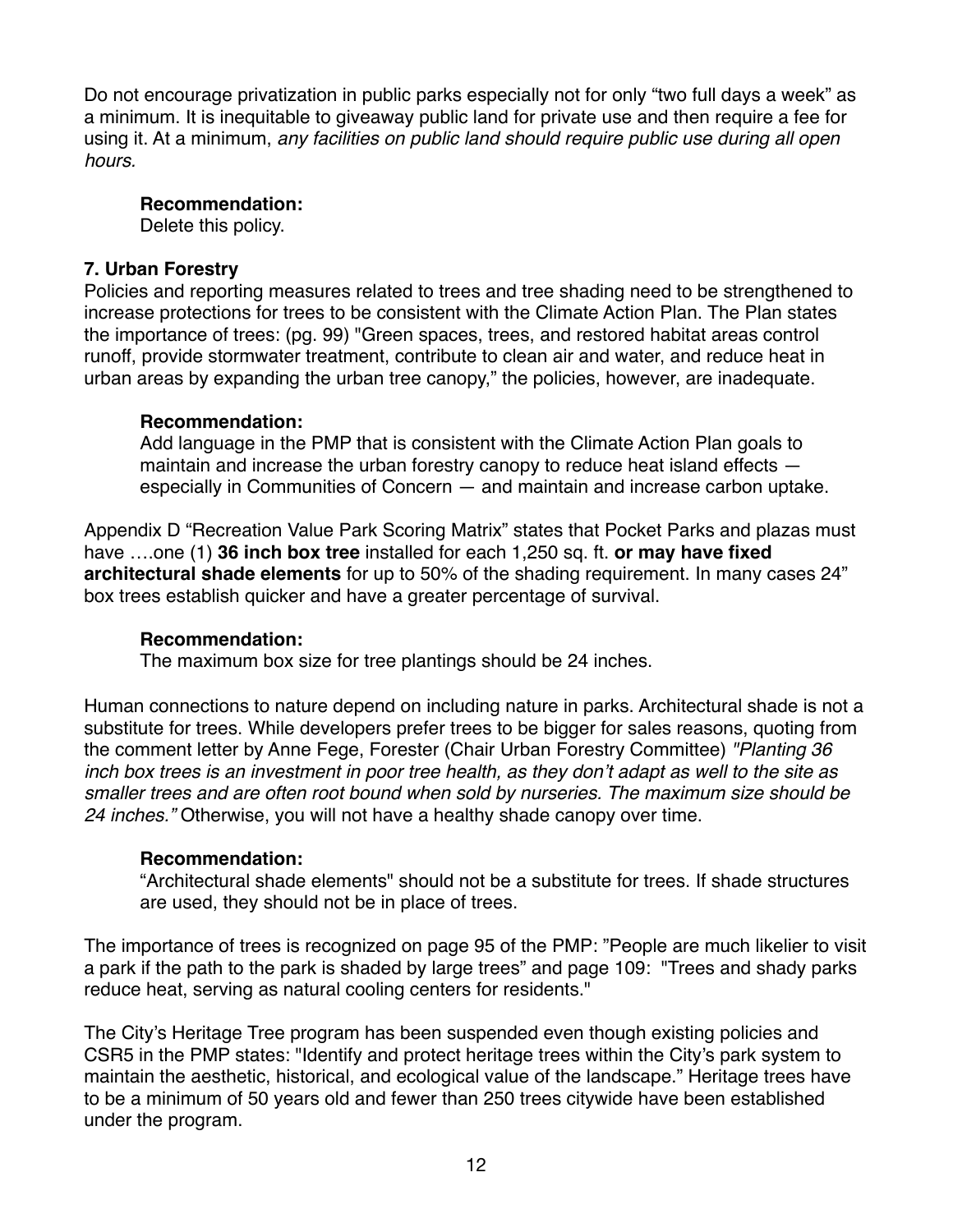Do not encourage privatization in public parks especially not for only "two full days a week" as a minimum. It is inequitable to giveaway public land for private use and then require a fee for using it. At a minimum, *any facilities on public land should require public use during all open hours.*

> **Recommendation:**
> Delete this policy.

**7. Urban Forestry**

Policies and reporting measures related to trees and tree shading need to be strengthened to increase protections for trees to be consistent with the Climate Action Plan. The Plan states the importance of trees: (pg. 99) "Green spaces, trees, and restored habitat areas control runoff, provide stormwater treatment, contribute to clean air and water, and reduce heat in urban areas by expanding the urban tree canopy," the policies, however, are inadequate.

> **Recommendation:**
> Add language in the PMP that is consistent with the Climate Action Plan goals to maintain and increase the urban forestry canopy to reduce heat island effects — especially in Communities of Concern — and maintain and increase carbon uptake.

Appendix D "Recreation Value Park Scoring Matrix" states that Pocket Parks and plazas must have ….one (1) **36 inch box tree** installed for each 1,250 sq. ft. **or may have fixed architectural shade elements** for up to 50% of the shading requirement. In many cases 24" box trees establish quicker and have a greater percentage of survival.

> **Recommendation:**
> The maximum box size for tree plantings should be 24 inches.

Human connections to nature depend on including nature in parks. Architectural shade is not a substitute for trees. While developers prefer trees to be bigger for sales reasons, quoting from the comment letter by Anne Fege, Forester (Chair Urban Forestry Committee) *"Planting 36 inch box trees is an investment in poor tree health, as they don't adapt as well to the site as smaller trees and are often root bound when sold by nurseries. The maximum size should be 24 inches."* Otherwise, you will not have a healthy shade canopy over time.

> **Recommendation:**
> "Architectural shade elements" should not be a substitute for trees. If shade structures are used, they should not be in place of trees.

The importance of trees is recognized on page 95 of the PMP: "People are much likelier to visit a park if the path to the park is shaded by large trees" and page 109: "Trees and shady parks reduce heat, serving as natural cooling centers for residents."

The City's Heritage Tree program has been suspended even though existing policies and CSR5 in the PMP states: "Identify and protect heritage trees within the City's park system to maintain the aesthetic, historical, and ecological value of the landscape." Heritage trees have to be a minimum of 50 years old and fewer than 250 trees citywide have been established under the program.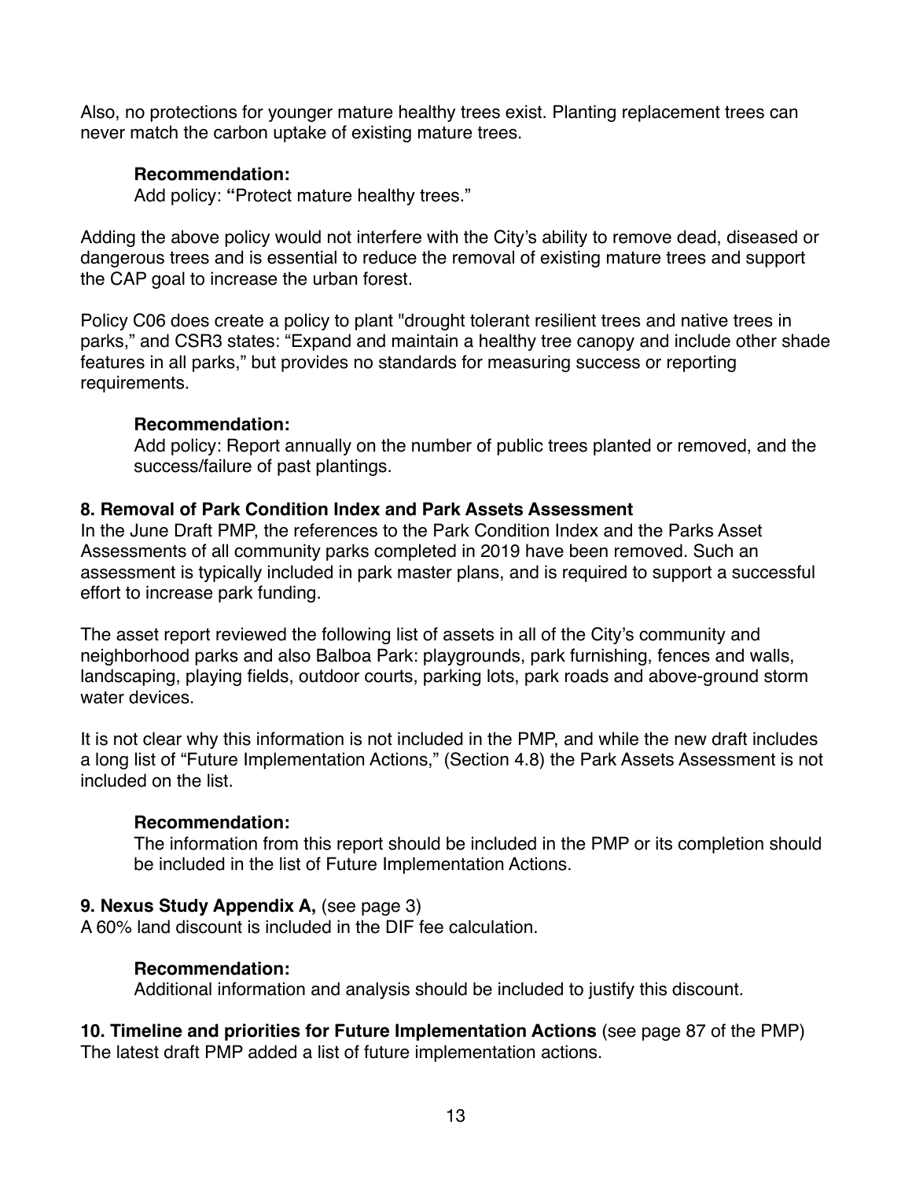Also, no protections for younger mature healthy trees exist. Planting replacement trees can never match the carbon uptake of existing mature trees.

> **Recommendation:**
> Add policy: **"**Protect mature healthy trees."

Adding the above policy would not interfere with the City's ability to remove dead, diseased or dangerous trees and is essential to reduce the removal of existing mature trees and support the CAP goal to increase the urban forest.

Policy C06 does create a policy to plant "drought tolerant resilient trees and native trees in parks," and CSR3 states: "Expand and maintain a healthy tree canopy and include other shade features in all parks," but provides no standards for measuring success or reporting requirements.

> **Recommendation:**
> Add policy: Report annually on the number of public trees planted or removed, and the success/failure of past plantings.

**8. Removal of Park Condition Index and Park Assets Assessment**

In the June Draft PMP, the references to the Park Condition Index and the Parks Asset Assessments of all community parks completed in 2019 have been removed. Such an assessment is typically included in park master plans, and is required to support a successful effort to increase park funding.

The asset report reviewed the following list of assets in all of the City's community and neighborhood parks and also Balboa Park: playgrounds, park furnishing, fences and walls, landscaping, playing fields, outdoor courts, parking lots, park roads and above-ground storm water devices.

It is not clear why this information is not included in the PMP, and while the new draft includes a long list of "Future Implementation Actions," (Section 4.8) the Park Assets Assessment is not included on the list.

> **Recommendation:**
> The information from this report should be included in the PMP or its completion should be included in the list of Future Implementation Actions.

**9. Nexus Study Appendix A,** (see page 3)

A 60% land discount is included in the DIF fee calculation.

> **Recommendation:**
> Additional information and analysis should be included to justify this discount.

**10. Timeline and priorities for Future Implementation Actions** (see page 87 of the PMP)

The latest draft PMP added a list of future implementation actions.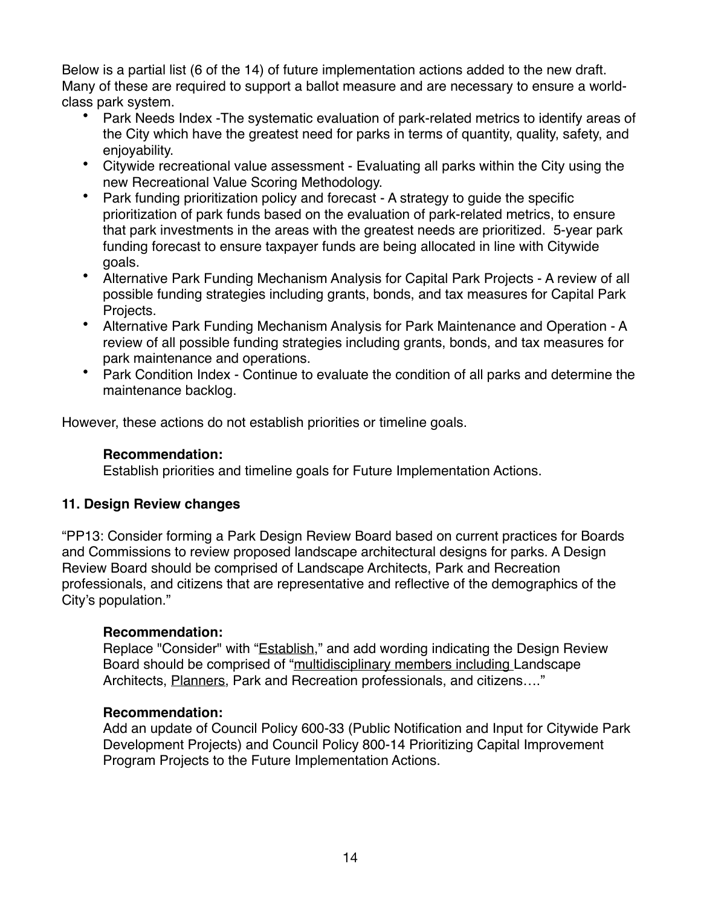Below is a partial list (6 of the 14) of future implementation actions added to the new draft. Many of these are required to support a ballot measure and are necessary to ensure a world-class park system.

- Park Needs Index -The systematic evaluation of park-related metrics to identify areas of the City which have the greatest need for parks in terms of quantity, quality, safety, and enjoyability.
- Citywide recreational value assessment - Evaluating all parks within the City using the new Recreational Value Scoring Methodology.
- Park funding prioritization policy and forecast - A strategy to guide the specific prioritization of park funds based on the evaluation of park-related metrics, to ensure that park investments in the areas with the greatest needs are prioritized. 5-year park funding forecast to ensure taxpayer funds are being allocated in line with Citywide goals.
- Alternative Park Funding Mechanism Analysis for Capital Park Projects - A review of all possible funding strategies including grants, bonds, and tax measures for Capital Park Projects.
- Alternative Park Funding Mechanism Analysis for Park Maintenance and Operation - A review of all possible funding strategies including grants, bonds, and tax measures for park maintenance and operations.
- Park Condition Index - Continue to evaluate the condition of all parks and determine the maintenance backlog.

However, these actions do not establish priorities or timeline goals.

> **Recommendation:**
> Establish priorities and timeline goals for Future Implementation Actions.

**11. Design Review changes**

“PP13: Consider forming a Park Design Review Board based on current practices for Boards and Commissions to review proposed landscape architectural designs for parks. A Design Review Board should be comprised of Landscape Architects, Park and Recreation professionals, and citizens that are representative and reflective of the demographics of the City’s population.”

> **Recommendation:**
> Replace "Consider" with “Establish,” and add wording indicating the Design Review Board should be comprised of “multidisciplinary members including Landscape Architects, Planners, Park and Recreation professionals, and citizens….”

> **Recommendation:**
> Add an update of Council Policy 600-33 (Public Notification and Input for Citywide Park Development Projects) and Council Policy 800-14 Prioritizing Capital Improvement Program Projects to the Future Implementation Actions.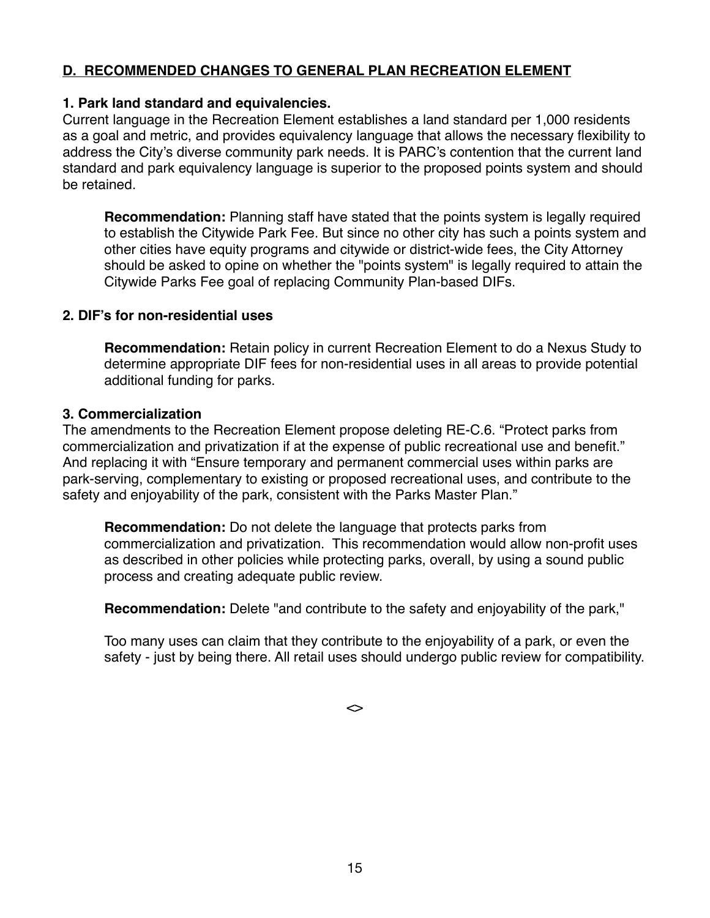## D. RECOMMENDED CHANGES TO GENERAL PLAN RECREATION ELEMENT

### 1. Park land standard and equivalencies.

Current language in the Recreation Element establishes a land standard per 1,000 residents as a goal and metric, and provides equivalency language that allows the necessary flexibility to address the City's diverse community park needs. It is PARC's contention that the current land standard and park equivalency language is superior to the proposed points system and should be retained.

> **Recommendation:** Planning staff have stated that the points system is legally required to establish the Citywide Park Fee. But since no other city has such a points system and other cities have equity programs and citywide or district-wide fees, the City Attorney should be asked to opine on whether the "points system" is legally required to attain the Citywide Parks Fee goal of replacing Community Plan-based DIFs.

### 2. DIF's for non-residential uses

> **Recommendation:** Retain policy in current Recreation Element to do a Nexus Study to determine appropriate DIF fees for non-residential uses in all areas to provide potential additional funding for parks.

### 3. Commercialization

The amendments to the Recreation Element propose deleting RE-C.6. "Protect parks from commercialization and privatization if at the expense of public recreational use and benefit." And replacing it with "Ensure temporary and permanent commercial uses within parks are park-serving, complementary to existing or proposed recreational uses, and contribute to the safety and enjoyability of the park, consistent with the Parks Master Plan."

> **Recommendation:** Do not delete the language that protects parks from commercialization and privatization. This recommendation would allow non-profit uses as described in other policies while protecting parks, overall, by using a sound public process and creating adequate public review.
>
> **Recommendation:** Delete "and contribute to the safety and enjoyability of the park,"
>
> Too many uses can claim that they contribute to the enjoyability of a park, or even the safety - just by being there. All retail uses should undergo public review for compatibility.

<>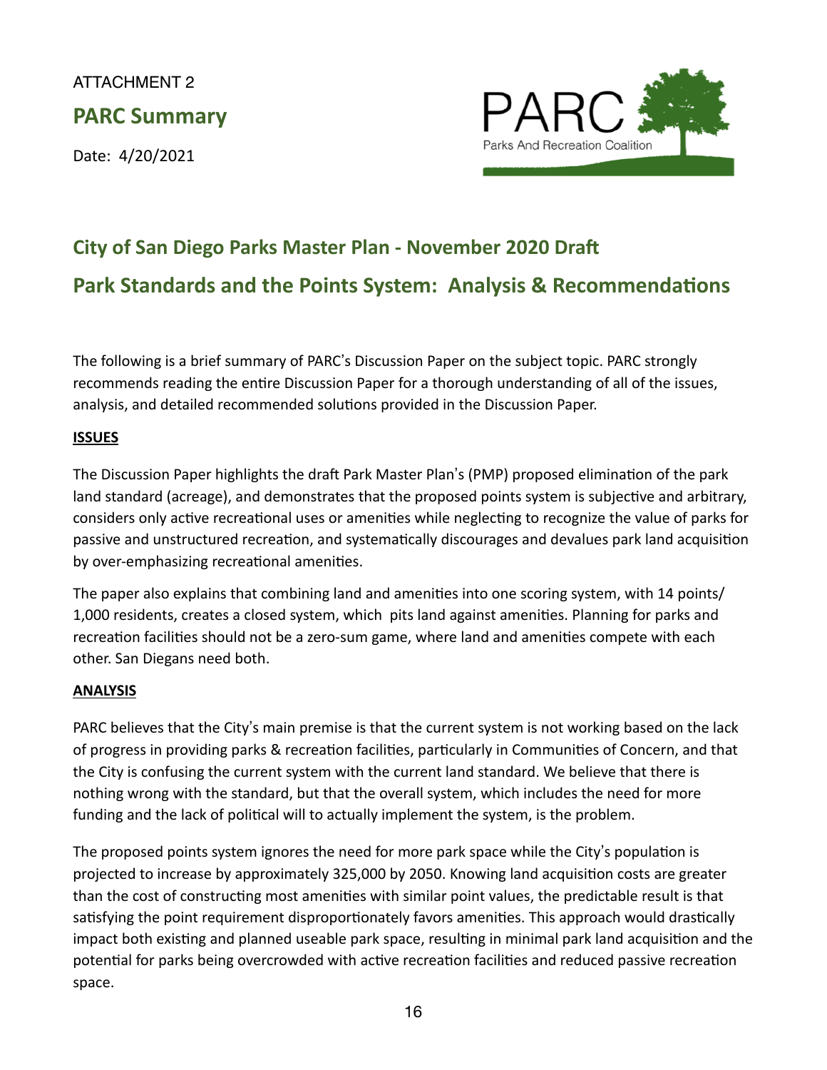ATTACHMENT 2

## PARC Summary

Date: 4/20/2021

PARC
Parks And Recreation Coalition

# City of San Diego Parks Master Plan - November 2020 Draft

# Park Standards and the Points System: Analysis & Recommendations

The following is a brief summary of PARC's Discussion Paper on the subject topic. PARC strongly recommends reading the entire Discussion Paper for a thorough understanding of all of the issues, analysis, and detailed recommended solutions provided in the Discussion Paper.

**ISSUES**

The Discussion Paper highlights the draft Park Master Plan's (PMP) proposed elimination of the park land standard (acreage), and demonstrates that the proposed points system is subjective and arbitrary, considers only active recreational uses or amenities while neglecting to recognize the value of parks for passive and unstructured recreation, and systematically discourages and devalues park land acquisition by over-emphasizing recreational amenities.

The paper also explains that combining land and amenities into one scoring system, with 14 points/ 1,000 residents, creates a closed system, which pits land against amenities. Planning for parks and recreation facilities should not be a zero-sum game, where land and amenities compete with each other. San Diegans need both.

**ANALYSIS**

PARC believes that the City's main premise is that the current system is not working based on the lack of progress in providing parks & recreation facilities, particularly in Communities of Concern, and that the City is confusing the current system with the current land standard. We believe that there is nothing wrong with the standard, but that the overall system, which includes the need for more funding and the lack of political will to actually implement the system, is the problem.

The proposed points system ignores the need for more park space while the City's population is projected to increase by approximately 325,000 by 2050. Knowing land acquisition costs are greater than the cost of constructing most amenities with similar point values, the predictable result is that satisfying the point requirement disproportionately favors amenities. This approach would drastically impact both existing and planned useable park space, resulting in minimal park land acquisition and the potential for parks being overcrowded with active recreation facilities and reduced passive recreation space.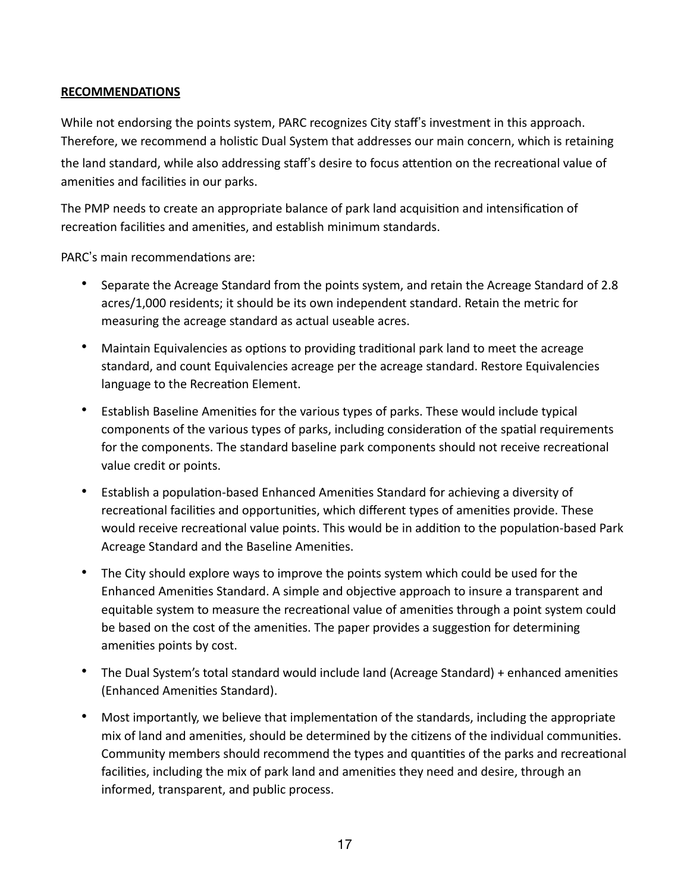## **RECOMMENDATIONS**

While not endorsing the points system, PARC recognizes City staff's investment in this approach. Therefore, we recommend a holistic Dual System that addresses our main concern, which is retaining the land standard, while also addressing staff's desire to focus attention on the recreational value of amenities and facilities in our parks.

The PMP needs to create an appropriate balance of park land acquisition and intensification of recreation facilities and amenities, and establish minimum standards.

PARC's main recommendations are:

- Separate the Acreage Standard from the points system, and retain the Acreage Standard of 2.8 acres/1,000 residents; it should be its own independent standard. Retain the metric for measuring the acreage standard as actual useable acres.
- Maintain Equivalencies as options to providing traditional park land to meet the acreage standard, and count Equivalencies acreage per the acreage standard. Restore Equivalencies language to the Recreation Element.
- Establish Baseline Amenities for the various types of parks. These would include typical components of the various types of parks, including consideration of the spatial requirements for the components. The standard baseline park components should not receive recreational value credit or points.
- Establish a population-based Enhanced Amenities Standard for achieving a diversity of recreational facilities and opportunities, which different types of amenities provide. These would receive recreational value points. This would be in addition to the population-based Park Acreage Standard and the Baseline Amenities.
- The City should explore ways to improve the points system which could be used for the Enhanced Amenities Standard. A simple and objective approach to insure a transparent and equitable system to measure the recreational value of amenities through a point system could be based on the cost of the amenities. The paper provides a suggestion for determining amenities points by cost.
- The Dual System's total standard would include land (Acreage Standard) + enhanced amenities (Enhanced Amenities Standard).
- Most importantly, we believe that implementation of the standards, including the appropriate mix of land and amenities, should be determined by the citizens of the individual communities. Community members should recommend the types and quantities of the parks and recreational facilities, including the mix of park land and amenities they need and desire, through an informed, transparent, and public process.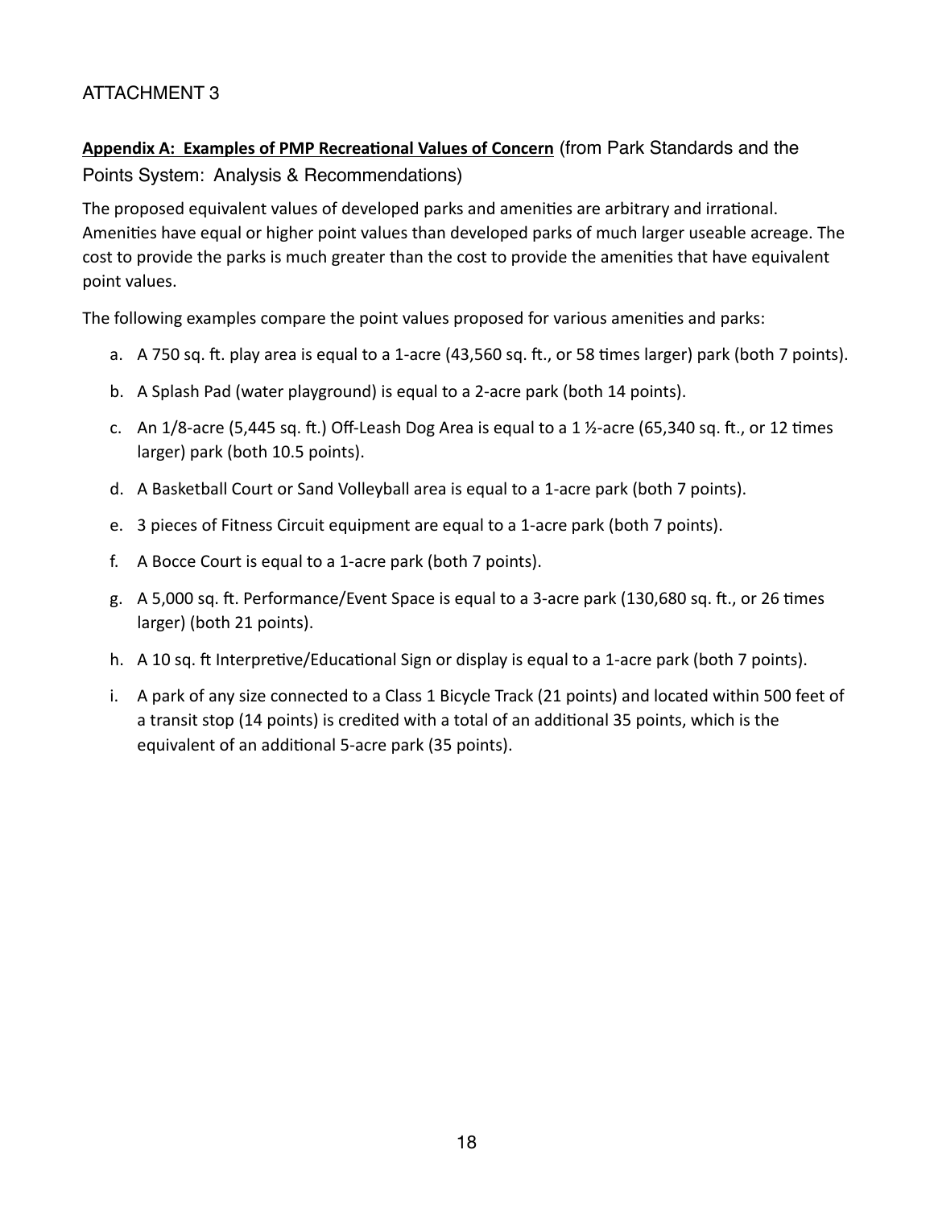ATTACHMENT 3

**Appendix A: Examples of PMP Recreational Values of Concern** (from Park Standards and the Points System: Analysis & Recommendations)

The proposed equivalent values of developed parks and amenities are arbitrary and irrational. Amenities have equal or higher point values than developed parks of much larger useable acreage. The cost to provide the parks is much greater than the cost to provide the amenities that have equivalent point values.

The following examples compare the point values proposed for various amenities and parks:

a. A 750 sq. ft. play area is equal to a 1-acre (43,560 sq. ft., or 58 times larger) park (both 7 points).

b. A Splash Pad (water playground) is equal to a 2-acre park (both 14 points).

c. An 1/8-acre (5,445 sq. ft.) Off-Leash Dog Area is equal to a 1 ½-acre (65,340 sq. ft., or 12 times larger) park (both 10.5 points).

d. A Basketball Court or Sand Volleyball area is equal to a 1-acre park (both 7 points).

e. 3 pieces of Fitness Circuit equipment are equal to a 1-acre park (both 7 points).

f. A Bocce Court is equal to a 1-acre park (both 7 points).

g. A 5,000 sq. ft. Performance/Event Space is equal to a 3-acre park (130,680 sq. ft., or 26 times larger) (both 21 points).

h. A 10 sq. ft Interpretive/Educational Sign or display is equal to a 1-acre park (both 7 points).

i. A park of any size connected to a Class 1 Bicycle Track (21 points) and located within 500 feet of a transit stop (14 points) is credited with a total of an additional 35 points, which is the equivalent of an additional 5-acre park (35 points).